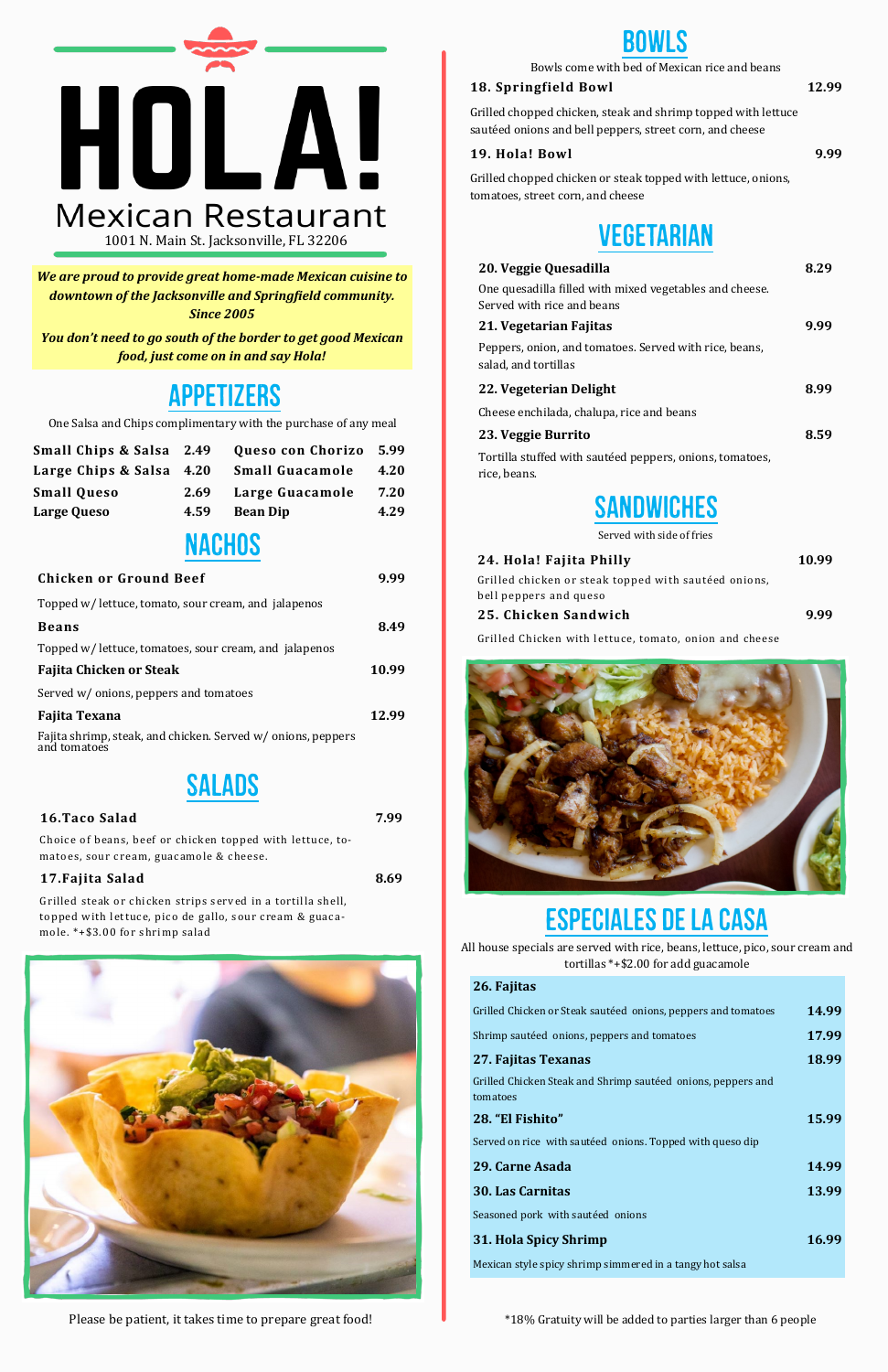# HOLA!

## Mexican Restaurant

1001 N. Main St. Jacksonville, FL 32206

***We are proud to provide great home-made Mexican cuisine to downtown of the Jacksonville and Springfield community. Since 2005***

***You don't need to go south of the border to get good Mexican food, just come on in and say Hola!***

## APPETIZERS

One Salsa and Chips complimentary with the purchase of any meal

| Item | Price | Item | Price |
|---|---|---|---|
| **Small Chips & Salsa** | 2.49 | **Queso con Chorizo** | 5.99 |
| **Large Chips & Salsa** | 4.20 | **Small Guacamole** | 4.20 |
| **Small Queso** | 2.69 | **Large Guacamole** | 7.20 |
| **Large Queso** | 4.59 | **Bean Dip** | 4.29 |

## NACHOS

**Chicken or Ground Beef** 9.99

Topped w/ lettuce, tomato, sour cream, and jalapenos

**Beans** 8.49

Topped w/ lettuce, tomatoes, sour cream, and jalapenos

**Fajita Chicken or Steak** 10.99

Served w/ onions, peppers and tomatoes

**Fajita Texana** 12.99

Fajita shrimp, steak, and chicken. Served w/ onions, peppers and tomatoes

## SALADS

**16.Taco Salad** 7.99

Choice of beans, beef or chicken topped with lettuce, tomatoes, sour cream, guacamole & cheese.

**17.Fajita Salad** 8.69

Grilled steak or chicken strips served in a tortilla shell, topped with lettuce, pico de gallo, sour cream & guacamole. *+$3.00 for shrimp salad

Please be patient, it takes time to prepare great food!

## BOWLS

Bowls come with bed of Mexican rice and beans

**18. Springfield Bowl** 12.99

Grilled chopped chicken, steak and shrimp topped with lettuce sautéed onions and bell peppers, street corn, and cheese

**19. Hola! Bowl** 9.99

Grilled chopped chicken or steak topped with lettuce, onions, tomatoes, street corn, and cheese

## VEGETARIAN

**20. Veggie Quesadilla** 8.29

One quesadilla filled with mixed vegetables and cheese. Served with rice and beans

**21. Vegetarian Fajitas** 9.99

Peppers, onion, and tomatoes. Served with rice, beans, salad, and tortillas

**22. Vegeterian Delight** 8.99

Cheese enchilada, chalupa, rice and beans

**23. Veggie Burrito** 8.59

Tortilla stuffed with sautéed peppers, onions, tomatoes, rice, beans.

## SANDWICHES

Served with side of fries

**24. Hola! Fajita Philly** 10.99

Grilled chicken or steak topped with sautéed onions, bell peppers and queso

**25. Chicken Sandwich** 9.99

Grilled Chicken with lettuce, tomato, onion and cheese

## ESPECIALES DE LA CASA

All house specials are served with rice, beans, lettuce, pico, sour cream and tortillas *+$2.00 for add guacamole

**26. Fajitas**

Grilled Chicken or Steak sautéed onions, peppers and tomatoes **14.99**

Shrimp sautéed onions, peppers and tomatoes **17.99**

**27. Fajitas Texanas** **18.99**

Grilled Chicken Steak and Shrimp sautéed onions, peppers and tomatoes

**28. "El Fishito"** **15.99**

Served on rice with sautéed onions. Topped with queso dip

**29. Carne Asada** **14.99**

**30. Las Carnitas** **13.99**

Seasoned pork with sautéed onions

**31. Hola Spicy Shrimp** **16.99**

Mexican style spicy shrimp simmered in a tangy hot salsa

*18% Gratuity will be added to parties larger than 6 people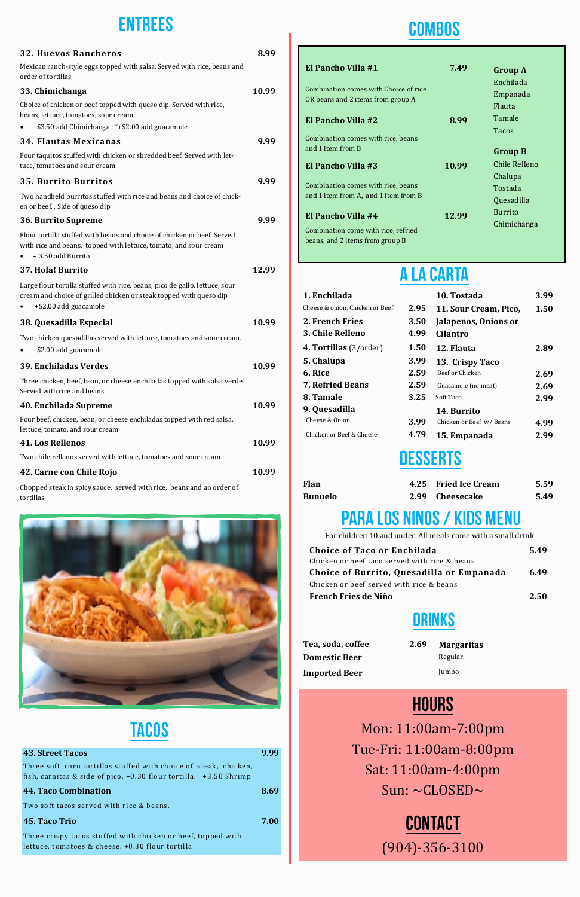## ENTREES

**32. Huevos Rancheros** 8.99

Mexican ranch-style eggs topped with salsa. Served with rice, beans and order of tortillas

**33. Chimichanga** 10.99

Choice of chicken or beef topped with queso dip. Served with rice, beans, lettuce, tomatoes, sour cream

- +$3.50 add Chimichanga ; *+$2.00 add guacamole

**34. Flautas Mexicanas** 9.99

Four taquitos stuffed with chicken or shredded beef. Served with lettuce, tomatoes and sour cream

**35. Burrito Burritos** 9.99

Two handheld burritos stuffed with rice and beans and choice of chicken or beef, . Side of queso dip

**36. Burrito Supreme** 9.99

Flour tortilla stuffed with beans and choice of chicken or beef. Served with rice and beans, topped with lettuce, tomato, and sour cream

- + 3.50 add Burrito

**37. Hola! Burrito** 12.99

Large flour tortilla stuffed with rice, beans, pico de gallo, lettuce, sour cream and choice of grilled chicken or steak topped with queso dip

- +$2.00 add guacamole

**38. Quesadilla Especial** 10.99

Two chicken quesadillas served with lettuce, tomatoes and sour cream.

- +$2.00 add guacamole

**39. Enchiladas Verdes** 10.99

Three chicken, beef, bean, or cheese enchiladas topped with salsa verde. Served with rice and beans

**40. Enchilada Supreme** 10.99

Four beef, chicken, bean, or cheese enchiladas topped with red salsa, lettuce, tomato, and sour cream

**41. Los Rellenos** 10.99

Two chile rellenos served with lettuce, tomatoes and sour cream

**42. Carne con Chile Rojo** 10.99

Chopped steak in spicy sauce, served with rice, beans and an order of tortillas

## TACOS

**43. Street Tacos** 9.99

Three soft corn tortillas stuffed with choice of steak, chicken, fish, carnitas & side of pico. +0.30 flour tortilla. +3.50 Shrimp

**44. Taco Combination** 8.69

Two soft tacos served with rice & beans.

**45. Taco Trio** 7.00

Three crispy tacos stuffed with chicken or beef, topped with lettuce, tomatoes & cheese. +0.30 flour tortilla

## COMBOS

**El Pancho Villa #1** 7.49

Combination comes with Choice of rice OR beans and 2 items from group A

**El Pancho Villa #2** 8.99

Combination comes with rice, beans and 1 item from B

**El Pancho Villa #3** 10.99

Combination comes with rice, beans and 1 item from A, and 1 item from B

**El Pancho Villa #4** 12.99

Combination come with rice, refried beans, and 2 items from group B

**Group A**
- Enchilada
- Empanada
- Flauta
- Tamale
- Tacos

**Group B**
- Chile Relleno
- Chalupa
- Tostada
- Quesadilla
- Burrito
- Chimichanga

## A LA CARTA

| | |
|---|---|
| **1. Enchilada** | |
| Cheese & onion, Chicken or Beef | 2.95 |
| **2. French Fries** | 3.50 |
| **3. Chile Relleno** | 4.99 |
| **4. Tortillas** (3/order) | 1.50 |
| **5. Chalupa** | 3.99 |
| **6. Rice** | 2.59 |
| **7. Refried Beans** | 2.59 |
| **8. Tamale** | 3.25 |
| **9. Quesadilla** | |
| Cheese & Onion | 3.99 |
| Chicken or Beef & Cheese | 4.79 |
| **10. Tostada** | 3.99 |
| **11. Sour Cream, Pico, Jalapenos, Onions or Cilantro** | 1.50 |
| **12. Flauta** | 2.89 |
| **13. Crispy Taco** | |
| Beef or Chicken | 2.69 |
| Guacamole (no meat) | 2.69 |
| Soft Taco | 2.99 |
| **14. Burrito** | |
| Chicken or Beef w/ Beans | 4.99 |
| **15. Empanada** | 2.99 |

## DESSERTS

| | |
|---|---|
| **Flan** | 4.25 |
| **Bunuelo** | 2.99 |
| **Fried Ice Cream** | 5.59 |
| **Cheesecake** | 5.49 |

## PARA LOS NINOS / KIDS MENU

For children 10 and under. All meals come with a small drink

**Choice of Taco or Enchilada** 5.49

Chicken or beef taco served with rice & beans

**Choice of Burrito, Quesadilla or Empanada** 6.49

Chicken or beef served with rice & beans

**French Fries de Niño** 2.50

## DRINKS

**Tea, soda, coffee** 2.69

**Domestic Beer**

**Imported Beer**

**Margaritas**
- Regular
- Jumbo

## HOURS

Mon: 11:00am-7:00pm

Tue-Fri: 11:00am-8:00pm

Sat: 11:00am-4:00pm

Sun: ~CLOSED~

## CONTACT

(904)-356-3100